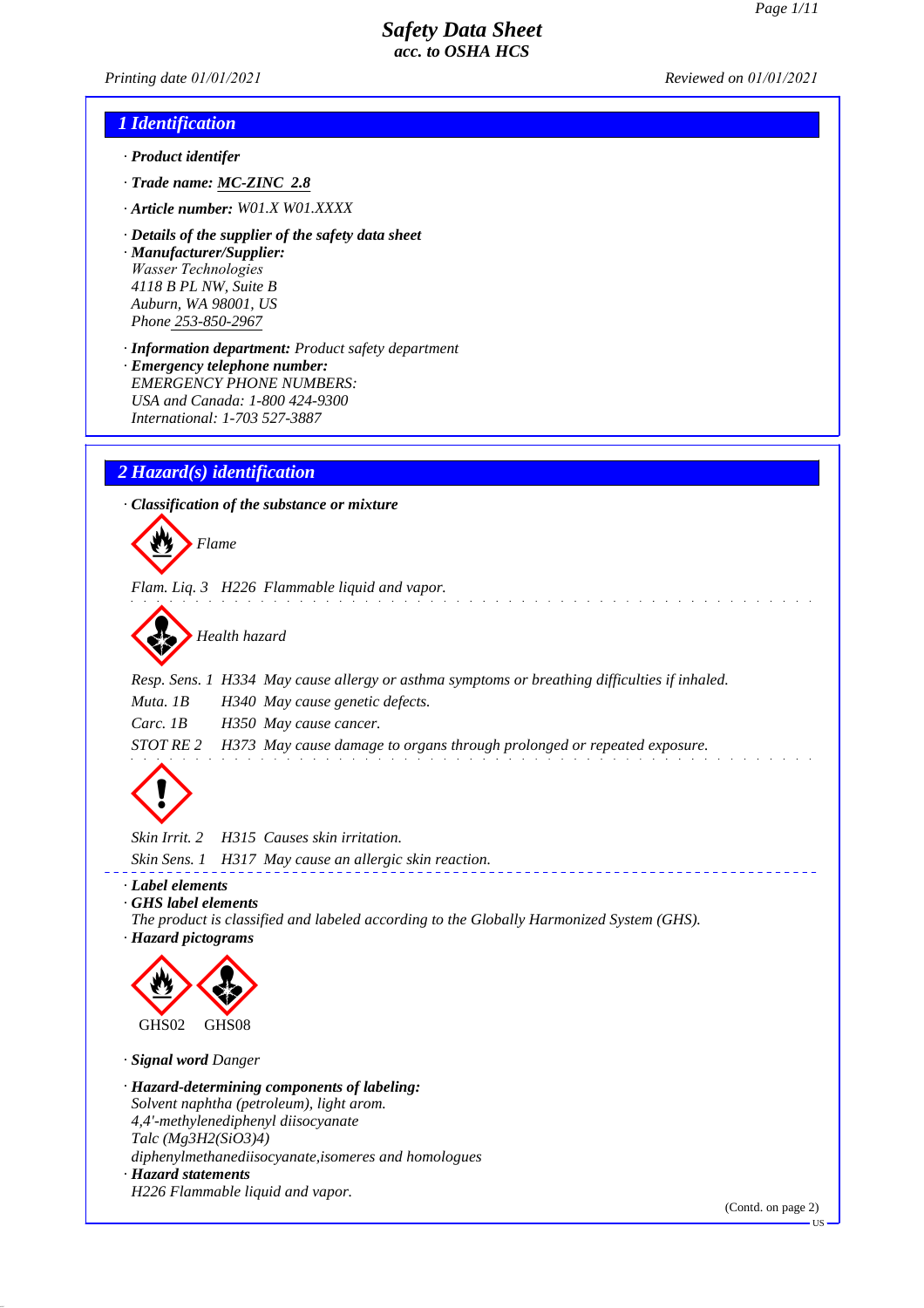# Safety Data Sheet
## acc. to OSHA HCS

*Printing date 01/01/2021* *Reviewed on 01/01/2021*

## 1 Identification

· **Product identifer**

· **Trade name:** **MC-ZINC 2.8**

· **Article number:** W01.X W01.XXXX

· **Details of the supplier of the safety data sheet**
· **Manufacturer/Supplier:**
Wasser Technologies
4118 B PL NW, Suite B
Auburn, WA 98001, US
Phone 253-850-2967

· **Information department:** Product safety department
· **Emergency telephone number:**
EMERGENCY PHONE NUMBERS:
USA and Canada: 1-800 424-9300
International: 1-703 527-3887

## 2 Hazard(s) identification

· **Classification of the substance or mixture**

Flame

Flam. Liq. 3 H226 Flammable liquid and vapor.

Health hazard

Resp. Sens. 1 H334 May cause allergy or asthma symptoms or breathing difficulties if inhaled.
Muta. 1B H340 May cause genetic defects.
Carc. 1B H350 May cause cancer.
STOT RE 2 H373 May cause damage to organs through prolonged or repeated exposure.

Skin Irrit. 2 H315 Causes skin irritation.
Skin Sens. 1 H317 May cause an allergic skin reaction.

· **Label elements**
· **GHS label elements**
The product is classified and labeled according to the Globally Harmonized System (GHS).
· **Hazard pictograms**

GHS02 GHS08

· **Signal word** Danger

· **Hazard-determining components of labeling:**
Solvent naphtha (petroleum), light arom.
4,4'-methylenediphenyl diisocyanate
Talc ($Mg_3H_2(SiO_3)_4$)
diphenylmethanediisocyanate,isomeres and homologues
· **Hazard statements**
H226 Flammable liquid and vapor.

(Contd. on page 2)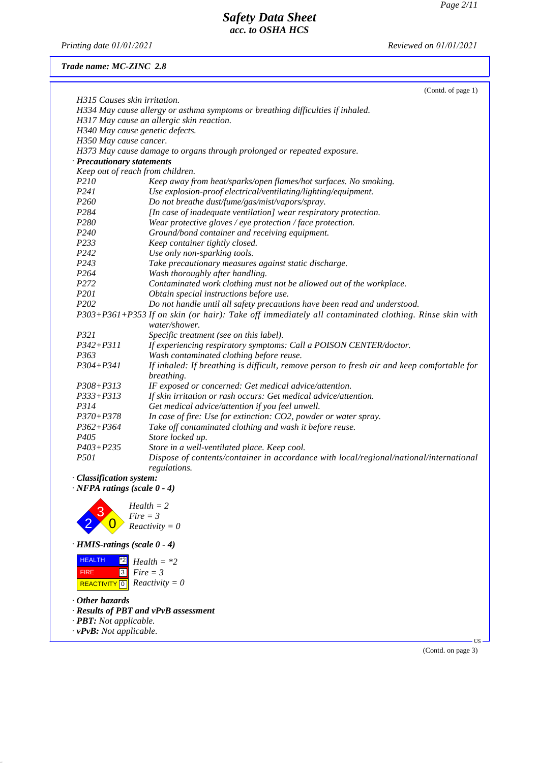Trade name: MC-ZINC 2.8

(Contd. of page 1)

H315 Causes skin irritation.
H334 May cause allergy or asthma symptoms or breathing difficulties if inhaled.
H317 May cause an allergic skin reaction.
H340 May cause genetic defects.
H350 May cause cancer.
H373 May cause damage to organs through prolonged or repeated exposure.

· **Precautionary statements**

Keep out of reach from children.

| | |
|---|---|
| P210 | Keep away from heat/sparks/open flames/hot surfaces. No smoking. |
| P241 | Use explosion-proof electrical/ventilating/lighting/equipment. |
| P260 | Do not breathe dust/fume/gas/mist/vapors/spray. |
| P284 | [In case of inadequate ventilation] wear respiratory protection. |
| P280 | Wear protective gloves / eye protection / face protection. |
| P240 | Ground/bond container and receiving equipment. |
| P233 | Keep container tightly closed. |
| P242 | Use only non-sparking tools. |
| P243 | Take precautionary measures against static discharge. |
| P264 | Wash thoroughly after handling. |
| P272 | Contaminated work clothing must not be allowed out of the workplace. |
| P201 | Obtain special instructions before use. |
| P202 | Do not handle until all safety precautions have been read and understood. |
| P303+P361+P353 | If on skin (or hair): Take off immediately all contaminated clothing. Rinse skin with water/shower. |
| P321 | Specific treatment (see on this label). |
| P342+P311 | If experiencing respiratory symptoms: Call a POISON CENTER/doctor. |
| P363 | Wash contaminated clothing before reuse. |
| P304+P341 | If inhaled: If breathing is difficult, remove person to fresh air and keep comfortable for breathing. |
| P308+P313 | IF exposed or concerned: Get medical advice/attention. |
| P333+P313 | If skin irritation or rash occurs: Get medical advice/attention. |
| P314 | Get medical advice/attention if you feel unwell. |
| P370+P378 | In case of fire: Use for extinction: CO2, powder or water spray. |
| P362+P364 | Take off contaminated clothing and wash it before reuse. |
| P405 | Store locked up. |
| P403+P235 | Store in a well-ventilated place. Keep cool. |
| P501 | Dispose of contents/container in accordance with local/regional/national/international regulations. |

· **Classification system:**

· **NFPA ratings (scale 0 - 4)**

Health = 2
Fire = 3
Reactivity = 0

· **HMIS-ratings (scale 0 - 4)**

| | | |
|---|---|---|
| HEALTH | *2 | Health = *2 |
| FIRE | 3 | Fire = 3 |
| REACTIVITY | 0 | Reactivity = 0 |

· **Other hazards**

· **Results of PBT and vPvB assessment**

· **PBT:** Not applicable.

· **vPvB:** Not applicable.

(Contd. on page 3)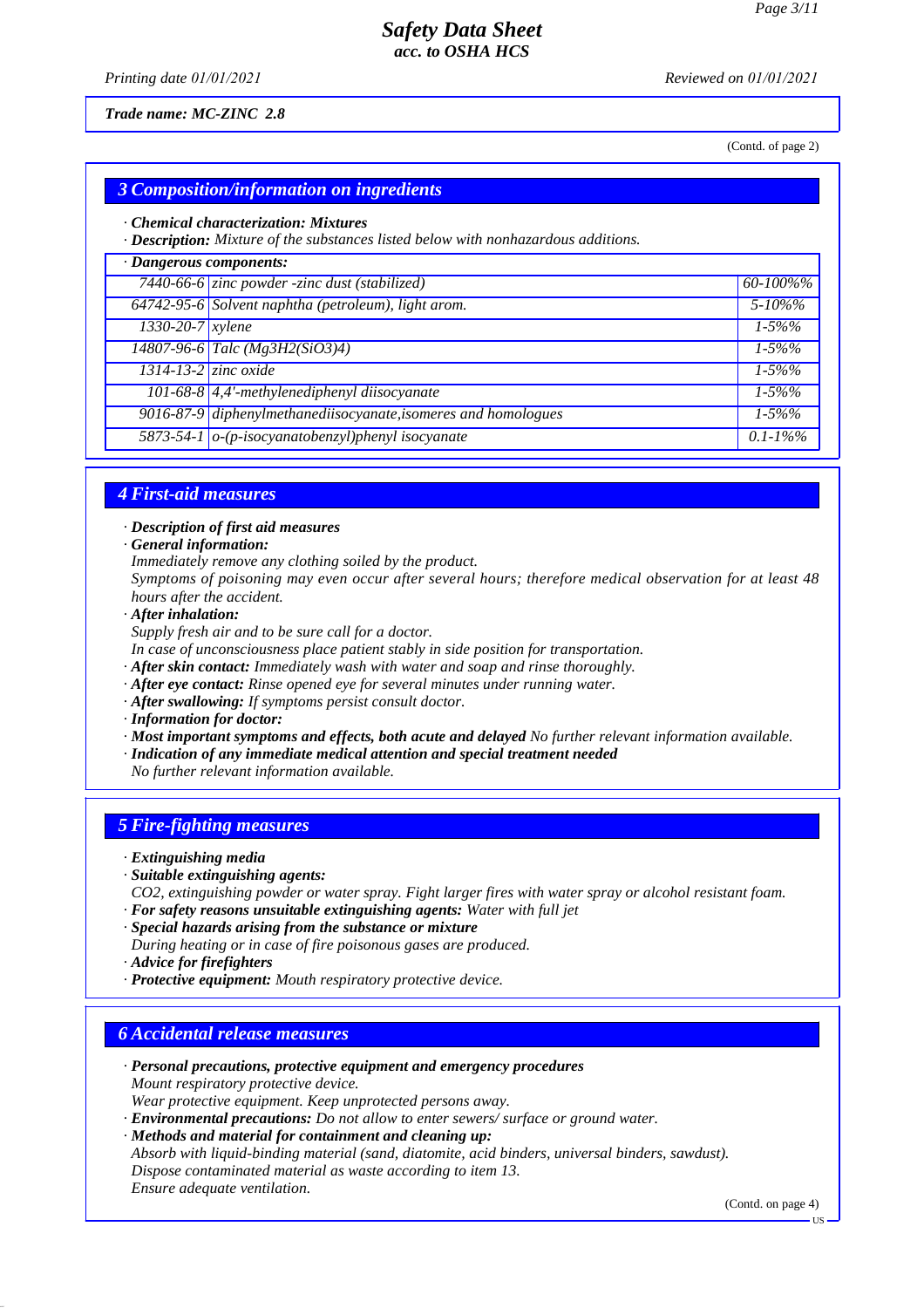Trade name: MC-ZINC 2.8

(Contd. of page 2)

## 3 Composition/information on ingredients

· **Chemical characterization: Mixtures**
· **Description:** Mixture of the substances listed below with nonhazardous additions.

| · Dangerous components: | | |
|---|---|---|
| 7440-66-6 | zinc powder -zinc dust (stabilized) | 60-100%% |
| 64742-95-6 | Solvent naphtha (petroleum), light arom. | 5-10%% |
| 1330-20-7 | xylene | 1-5%% |
| 14807-96-6 | Talc ($Mg3H2(SiO3)4$) | 1-5%% |
| 1314-13-2 | zinc oxide | 1-5%% |
| 101-68-8 | 4,4'-methylenediphenyl diisocyanate | 1-5%% |
| 9016-87-9 | diphenylmethanediisocyanate,isomeres and homologues | 1-5%% |
| 5873-54-1 | o-(p-isocyanatobenzyl)phenyl isocyanate | 0.1-1%% |

## 4 First-aid measures

· **Description of first aid measures**
· **General information:**
Immediately remove any clothing soiled by the product.
Symptoms of poisoning may even occur after several hours; therefore medical observation for at least 48 hours after the accident.
· **After inhalation:**
Supply fresh air and to be sure call for a doctor.
In case of unconsciousness place patient stably in side position for transportation.
· **After skin contact:** Immediately wash with water and soap and rinse thoroughly.
· **After eye contact:** Rinse opened eye for several minutes under running water.
· **After swallowing:** If symptoms persist consult doctor.
· **Information for doctor:**
· **Most important symptoms and effects, both acute and delayed** No further relevant information available.
· **Indication of any immediate medical attention and special treatment needed**
No further relevant information available.

## 5 Fire-fighting measures

· **Extinguishing media**
· **Suitable extinguishing agents:**
CO2, extinguishing powder or water spray. Fight larger fires with water spray or alcohol resistant foam.
· **For safety reasons unsuitable extinguishing agents:** Water with full jet
· **Special hazards arising from the substance or mixture**
During heating or in case of fire poisonous gases are produced.
· **Advice for firefighters**
· **Protective equipment:** Mouth respiratory protective device.

## 6 Accidental release measures

· **Personal precautions, protective equipment and emergency procedures**
Mount respiratory protective device.
Wear protective equipment. Keep unprotected persons away.
· **Environmental precautions:** Do not allow to enter sewers/ surface or ground water.
· **Methods and material for containment and cleaning up:**
Absorb with liquid-binding material (sand, diatomite, acid binders, universal binders, sawdust).
Dispose contaminated material as waste according to item 13.
Ensure adequate ventilation.

(Contd. on page 4)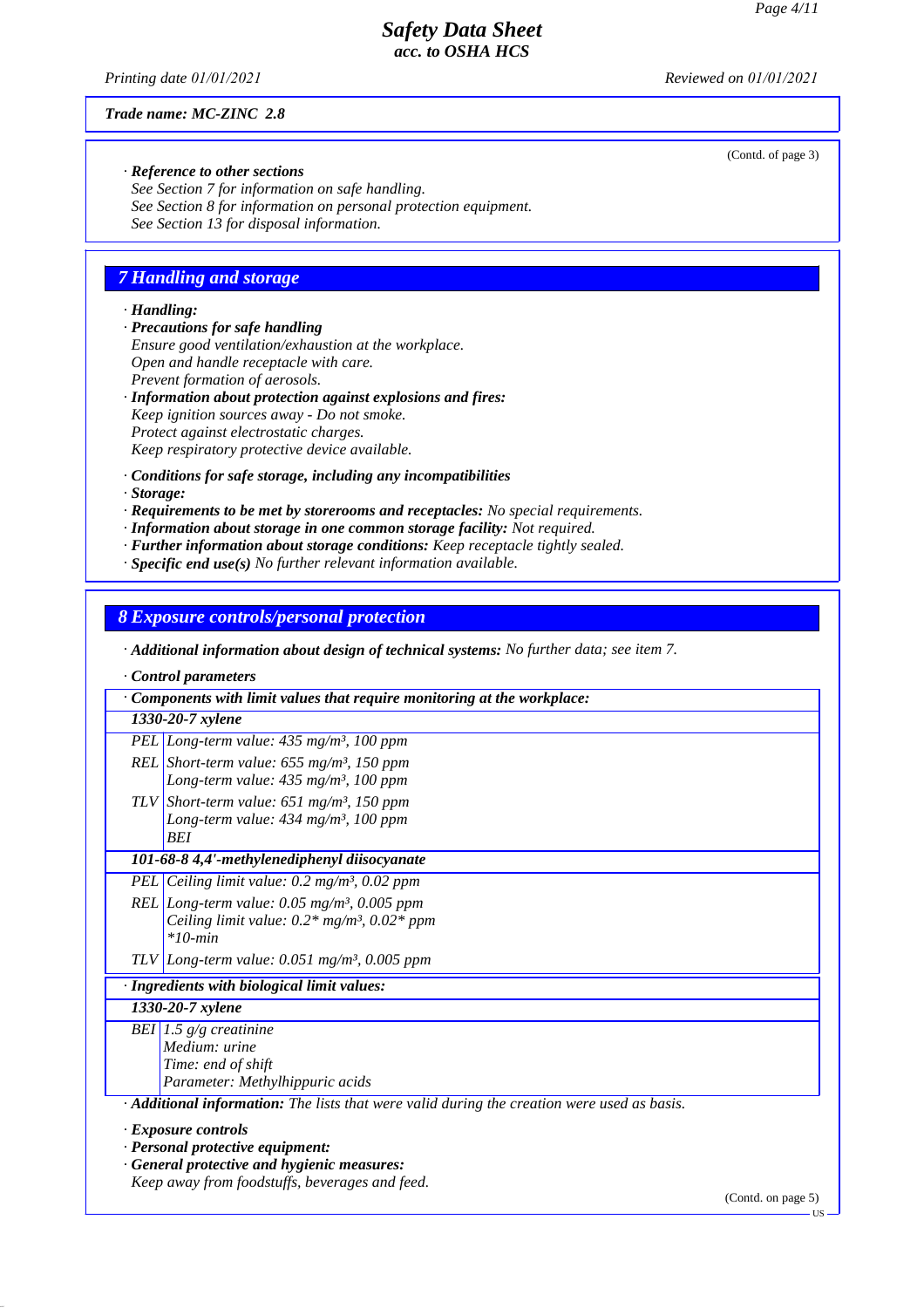Trade name: MC-ZINC 2.8

(Contd. of page 3)

· **Reference to other sections**
See Section 7 for information on safe handling.
See Section 8 for information on personal protection equipment.
See Section 13 for disposal information.

## 7 Handling and storage

· **Handling:**
· **Precautions for safe handling**
Ensure good ventilation/exhaustion at the workplace.
Open and handle receptacle with care.
Prevent formation of aerosols.
· **Information about protection against explosions and fires:**
Keep ignition sources away - Do not smoke.
Protect against electrostatic charges.
Keep respiratory protective device available.

· **Conditions for safe storage, including any incompatibilities**
· **Storage:**
· **Requirements to be met by storerooms and receptacles:** No special requirements.
· **Information about storage in one common storage facility:** Not required.
· **Further information about storage conditions:** Keep receptacle tightly sealed.
· **Specific end use(s)** No further relevant information available.

## 8 Exposure controls/personal protection

· **Additional information about design of technical systems:** No further data; see item 7.

· **Control parameters**

| · Components with limit values that require monitoring at the workplace: | |
|---|---|
| **1330-20-7 xylene** | |
| PEL | Long-term value: 435 mg/m³, 100 ppm |
| REL | Short-term value: 655 mg/m³, 150 ppm<br>Long-term value: 435 mg/m³, 100 ppm |
| TLV | Short-term value: 651 mg/m³, 150 ppm<br>Long-term value: 434 mg/m³, 100 ppm<br>BEI |
| **101-68-8 4,4'-methylenediphenyl diisocyanate** | |
| PEL | Ceiling limit value: 0.2 mg/m³, 0.02 ppm |
| REL | Long-term value: 0.05 mg/m³, 0.005 ppm<br>Ceiling limit value: 0.2* mg/m³, 0.02* ppm<br>*10-min |
| TLV | Long-term value: 0.051 mg/m³, 0.005 ppm |

| · Ingredients with biological limit values: | |
|---|---|
| **1330-20-7 xylene** | |
| BEI | 1.5 g/g creatinine<br>Medium: urine<br>Time: end of shift<br>Parameter: Methylhippuric acids |

· **Additional information:** The lists that were valid during the creation were used as basis.

· **Exposure controls**
· **Personal protective equipment:**
· **General protective and hygienic measures:**
Keep away from foodstuffs, beverages and feed.

(Contd. on page 5)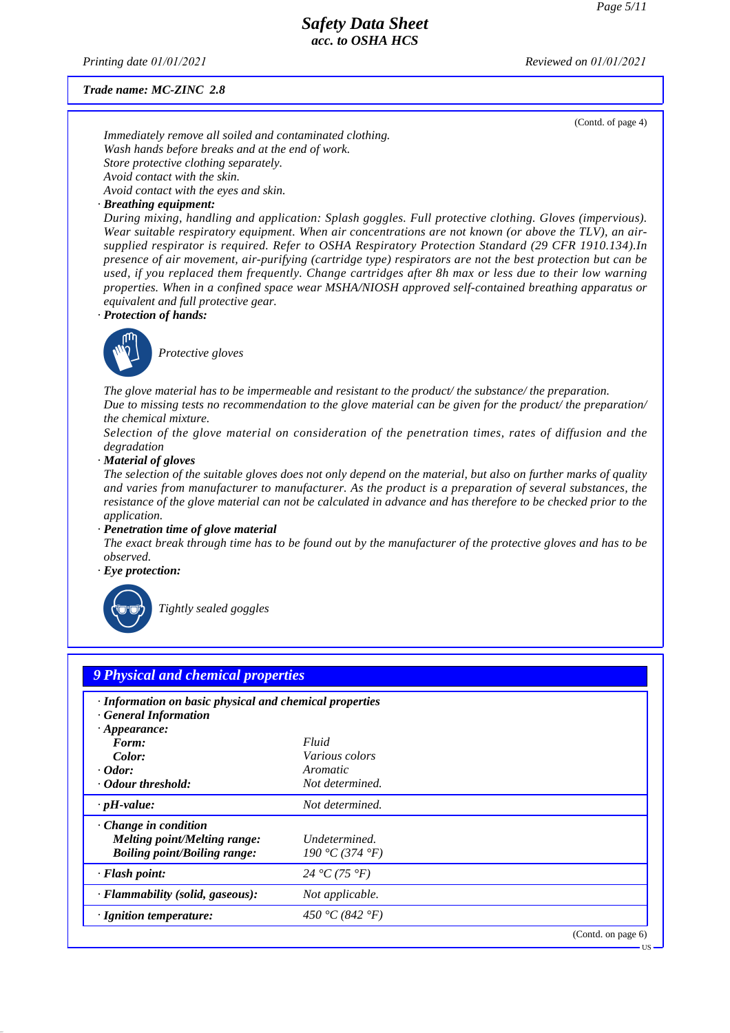Trade name: MC-ZINC 2.8

(Contd. of page 4)

*Immediately remove all soiled and contaminated clothing.*
*Wash hands before breaks and at the end of work.*
*Store protective clothing separately.*
*Avoid contact with the skin.*
*Avoid contact with the eyes and skin.*

· **Breathing equipment:**

*During mixing, handling and application: Splash goggles. Full protective clothing. Gloves (impervious). Wear suitable respiratory equipment. When air concentrations are not known (or above the TLV), an air-supplied respirator is required. Refer to OSHA Respiratory Protection Standard (29 CFR 1910.134).In presence of air movement, air-purifying (cartridge type) respirators are not the best protection but can be used, if you replaced them frequently. Change cartridges after 8h max or less due to their low warning properties. When in a confined space wear MSHA/NIOSH approved self-contained breathing apparatus or equivalent and full protective gear.*

· **Protection of hands:**

*Protective gloves*

*The glove material has to be impermeable and resistant to the product/ the substance/ the preparation.*
*Due to missing tests no recommendation to the glove material can be given for the product/ the preparation/ the chemical mixture.*
*Selection of the glove material on consideration of the penetration times, rates of diffusion and the degradation*

· **Material of gloves**

*The selection of the suitable gloves does not only depend on the material, but also on further marks of quality and varies from manufacturer to manufacturer. As the product is a preparation of several substances, the resistance of the glove material can not be calculated in advance and has therefore to be checked prior to the application.*

· **Penetration time of glove material**

*The exact break through time has to be found out by the manufacturer of the protective gloves and has to be observed.*

· **Eye protection:**

*Tightly sealed goggles*

## 9 Physical and chemical properties

· **Information on basic physical and chemical properties**
· **General Information**
· **Appearance:**

| | |
|---|---|
| **Form:** | Fluid |
| **Color:** | Various colors |
| · **Odor:** | Aromatic |
| · **Odour threshold:** | Not determined. |
| · **pH-value:** | Not determined. |
| · **Change in condition** | |
| **Melting point/Melting range:** | Undetermined. |
| **Boiling point/Boiling range:** | 190 °C (374 °F) |
| · **Flash point:** | 24 °C (75 °F) |
| · **Flammability (solid, gaseous):** | Not applicable. |
| · **Ignition temperature:** | 450 °C (842 °F) |

(Contd. on page 6)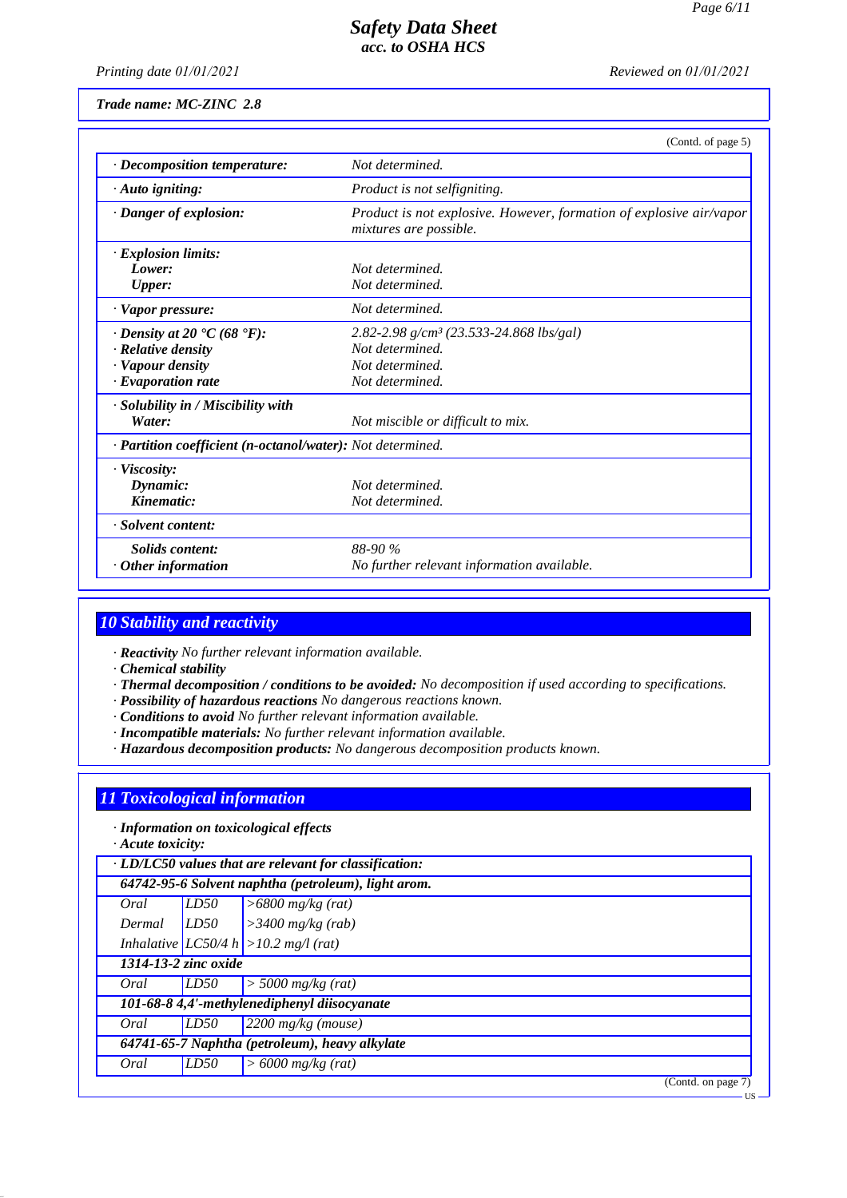Trade name: MC-ZINC 2.8

(Contd. of page 5)

| | |
|---|---|
| · **Decomposition temperature:** | Not determined. |
| · **Auto igniting:** | Product is not selfigniting. |
| · **Danger of explosion:** | Product is not explosive. However, formation of explosive air/vapor mixtures are possible. |
| · **Explosion limits:** | |
| **Lower:** | Not determined. |
| **Upper:** | Not determined. |
| · **Vapor pressure:** | Not determined. |
| · **Density at 20 °C (68 °F):** | 2.82-2.98 g/cm³ (23.533-24.868 lbs/gal) |
| · **Relative density** | Not determined. |
| · **Vapour density** | Not determined. |
| · **Evaporation rate** | Not determined. |
| · **Solubility in / Miscibility with** | |
| **Water:** | Not miscible or difficult to mix. |
| · **Partition coefficient (n-octanol/water):** | Not determined. |
| · **Viscosity:** | |
| **Dynamic:** | Not determined. |
| **Kinematic:** | Not determined. |
| · **Solvent content:** | |
| **Solids content:** | 88-90 % |
| · **Other information** | No further relevant information available. |

## 10 Stability and reactivity

· **Reactivity** No further relevant information available.
· **Chemical stability**
· **Thermal decomposition / conditions to be avoided:** No decomposition if used according to specifications.
· **Possibility of hazardous reactions** No dangerous reactions known.
· **Conditions to avoid** No further relevant information available.
· **Incompatible materials:** No further relevant information available.
· **Hazardous decomposition products:** No dangerous decomposition products known.

## 11 Toxicological information

· **Information on toxicological effects**
· **Acute toxicity:**

| · **LD/LC50 values that are relevant for classification:** | | |
|---|---|---|
| **64742-95-6 Solvent naphtha (petroleum), light arom.** | | |
| Oral | LD50 | >6800 mg/kg (rat) |
| Dermal | LD50 | >3400 mg/kg (rab) |
| Inhalative | LC50/4 h | >10.2 mg/l (rat) |
| **1314-13-2 zinc oxide** | | |
| Oral | LD50 | > 5000 mg/kg (rat) |
| **101-68-8 4,4'-methylenediphenyl diisocyanate** | | |
| Oral | LD50 | 2200 mg/kg (mouse) |
| **64741-65-7 Naphtha (petroleum), heavy alkylate** | | |
| Oral | LD50 | > 6000 mg/kg (rat) |

(Contd. on page 7)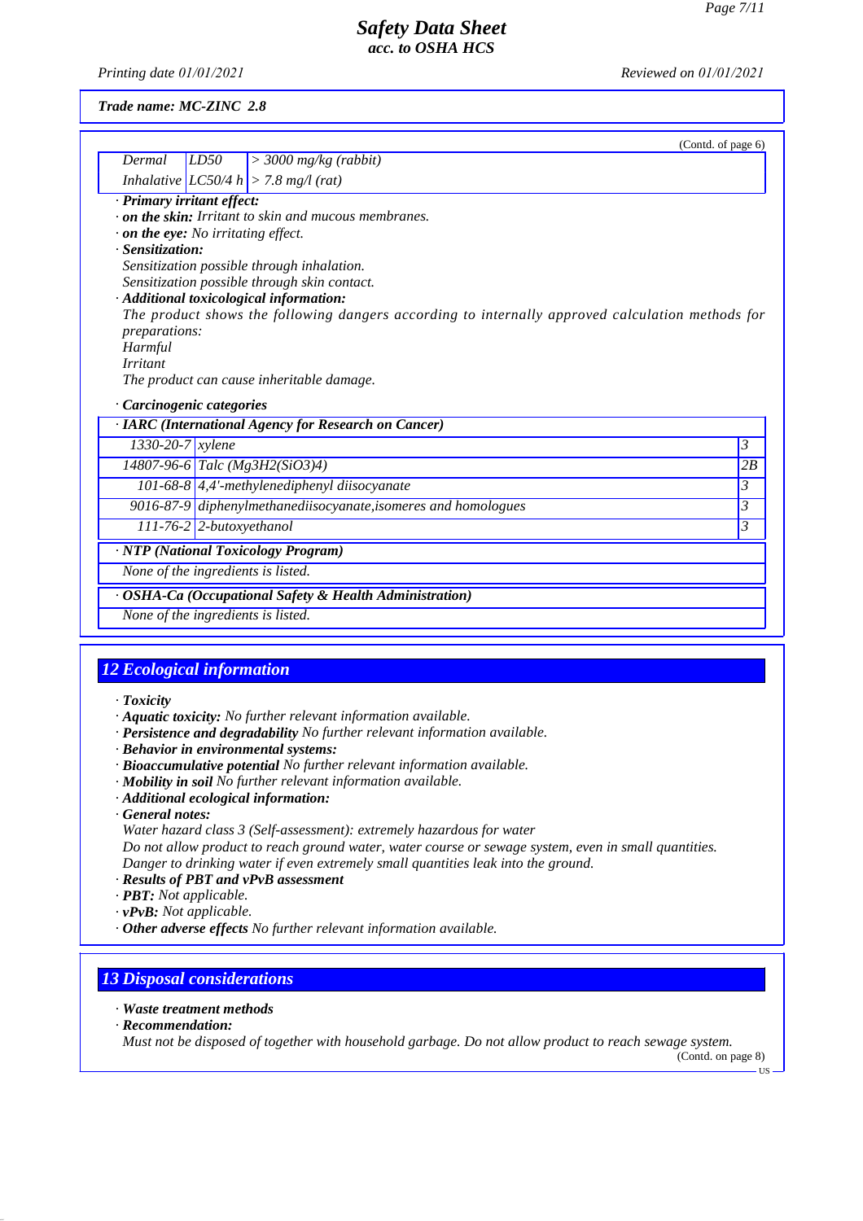Trade name: MC-ZINC 2.8

(Contd. of page 6)

| | | |
|---|---|---|
| Dermal | LD50 | > 3000 mg/kg (rabbit) |
| Inhalative | LC50/4 h | > 7.8 mg/l (rat) |

· **Primary irritant effect:**
· **on the skin:** Irritant to skin and mucous membranes.
· **on the eye:** No irritating effect.
· **Sensitization:**
Sensitization possible through inhalation.
Sensitization possible through skin contact.
· **Additional toxicological information:**
The product shows the following dangers according to internally approved calculation methods for preparations:
Harmful
Irritant
The product can cause inheritable damage.

· **Carcinogenic categories**

| · **IARC (International Agency for Research on Cancer)** | | |
|---|---|---|
| 1330-20-7 | xylene | 3 |
| 14807-96-6 | Talc ($Mg_3H_2(SiO_3)_4$) | 2B |
| 101-68-8 | 4,4'-methylenediphenyl diisocyanate | 3 |
| 9016-87-9 | diphenylmethanediisocyanate,isomeres and homologues | 3 |
| 111-76-2 | 2-butoxyethanol | 3 |

· **NTP (National Toxicology Program)**

None of the ingredients is listed.

· **OSHA-Ca (Occupational Safety & Health Administration)**

None of the ingredients is listed.

## 12 Ecological information

· **Toxicity**
· **Aquatic toxicity:** No further relevant information available.
· **Persistence and degradability** No further relevant information available.
· **Behavior in environmental systems:**
· **Bioaccumulative potential** No further relevant information available.
· **Mobility in soil** No further relevant information available.
· **Additional ecological information:**
· **General notes:**
Water hazard class 3 (Self-assessment): extremely hazardous for water
Do not allow product to reach ground water, water course or sewage system, even in small quantities.
Danger to drinking water if even extremely small quantities leak into the ground.
· **Results of PBT and vPvB assessment**
· **PBT:** Not applicable.
· **vPvB:** Not applicable.
· **Other adverse effects** No further relevant information available.

## 13 Disposal considerations

· **Waste treatment methods**
· **Recommendation:**
Must not be disposed of together with household garbage. Do not allow product to reach sewage system.

(Contd. on page 8)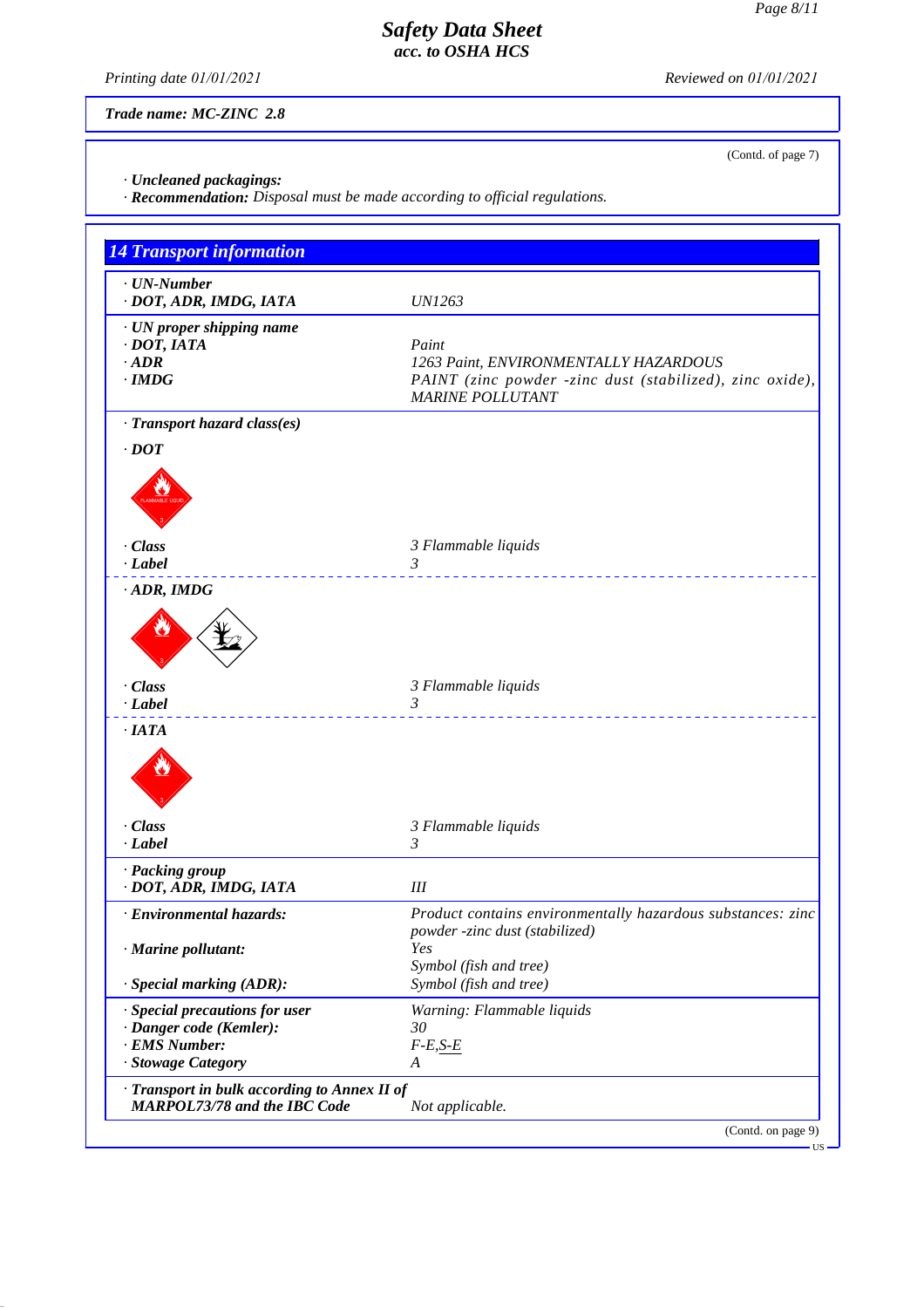**Safety Data Sheet**
**acc. to OSHA HCS**

Printing date 01/01/2021 Reviewed on 01/01/2021

**Trade name: MC-ZINC 2.8**

(Contd. of page 7)

· **Uncleaned packagings:**
· **Recommendation:** Disposal must be made according to official regulations.

## 14 Transport information

· **UN-Number**
· **DOT, ADR, IMDG, IATA** UN1263

· **UN proper shipping name**
· **DOT, IATA** Paint
· **ADR** 1263 Paint, ENVIRONMENTALLY HAZARDOUS
· **IMDG** PAINT (zinc powder -zinc dust (stabilized), zinc oxide), MARINE POLLUTANT

· **Transport hazard class(es)**

· **DOT**

· **Class** 3 Flammable liquids
· **Label** 3

· **ADR, IMDG**

· **Class** 3 Flammable liquids
· **Label** 3

· **IATA**

· **Class** 3 Flammable liquids
· **Label** 3

· **Packing group**
· **DOT, ADR, IMDG, IATA** III

· **Environmental hazards:** Product contains environmentally hazardous substances: zinc powder -zinc dust (stabilized)
· **Marine pollutant:** Yes
Symbol (fish and tree)
· **Special marking (ADR):** Symbol (fish and tree)

· **Special precautions for user** Warning: Flammable liquids
· **Danger code (Kemler):** 30
· **EMS Number:** F-E,S-E
· **Stowage Category** A

· **Transport in bulk according to Annex II of MARPOL73/78 and the IBC Code** Not applicable.

(Contd. on page 9)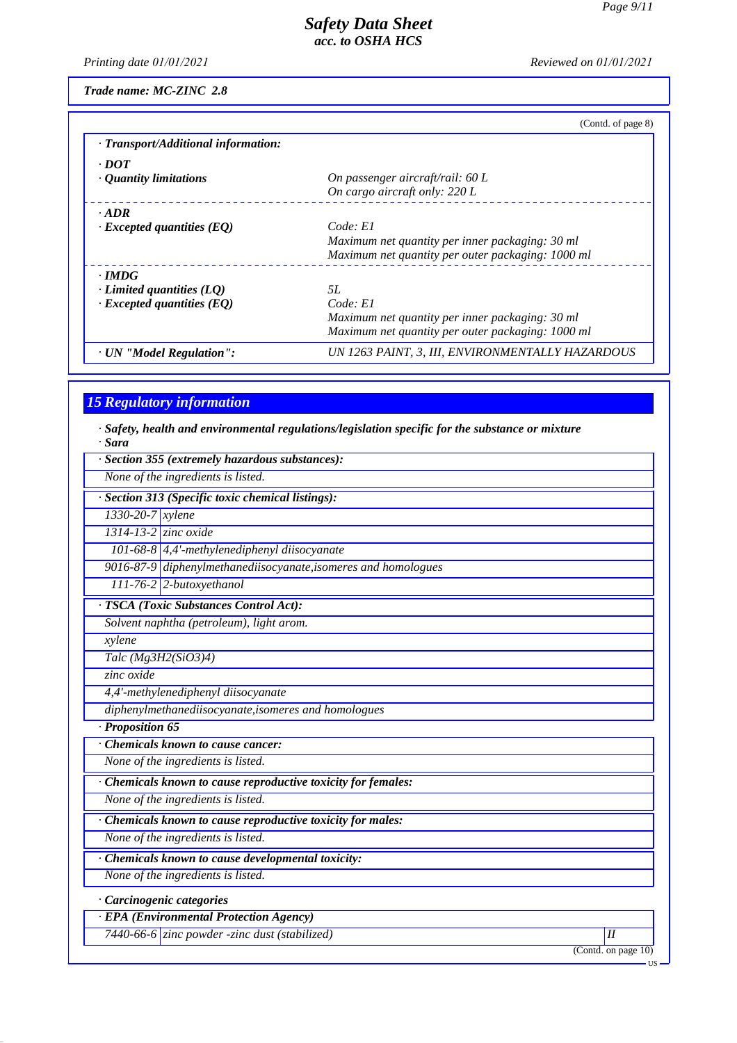Trade name: MC-ZINC 2.8

(Contd. of page 8)

· **Transport/Additional information:**

| | |
|---|---|
| · **DOT** | |
| · **Quantity limitations** | On passenger aircraft/rail: 60 L<br>On cargo aircraft only: 220 L |
| · **ADR** | |
| · **Excepted quantities (EQ)** | Code: E1<br>Maximum net quantity per inner packaging: 30 ml<br>Maximum net quantity per outer packaging: 1000 ml |
| · **IMDG** | |
| · **Limited quantities (LQ)** | 5L |
| · **Excepted quantities (EQ)** | Code: E1<br>Maximum net quantity per inner packaging: 30 ml<br>Maximum net quantity per outer packaging: 1000 ml |
| · **UN "Model Regulation":** | UN 1263 PAINT, 3, III, ENVIRONMENTALLY HAZARDOUS |

## 15 Regulatory information

· **Safety, health and environmental regulations/legislation specific for the substance or mixture**

· **Sara**

· **Section 355 (extremely hazardous substances):**

None of the ingredients is listed.

· **Section 313 (Specific toxic chemical listings):**

| | |
|---|---|
| 1330-20-7 | xylene |
| 1314-13-2 | zinc oxide |
| 101-68-8 | 4,4'-methylenediphenyl diisocyanate |
| 9016-87-9 | diphenylmethanediisocyanate,isomeres and homologues |
| 111-76-2 | 2-butoxyethanol |

· **TSCA (Toxic Substances Control Act):**

Solvent naphtha (petroleum), light arom.

xylene

Talc ($Mg_3H_2(SiO_3)_4$)

zinc oxide

4,4'-methylenediphenyl diisocyanate

diphenylmethanediisocyanate,isomeres and homologues

· **Proposition 65**

· **Chemicals known to cause cancer:**

None of the ingredients is listed.

· **Chemicals known to cause reproductive toxicity for females:**

None of the ingredients is listed.

· **Chemicals known to cause reproductive toxicity for males:**

None of the ingredients is listed.

· **Chemicals known to cause developmental toxicity:**

None of the ingredients is listed.

· **Carcinogenic categories**

· **EPA (Environmental Protection Agency)**

| | | |
|---|---|---|
| 7440-66-6 | zinc powder -zinc dust (stabilized) | II |

(Contd. on page 10)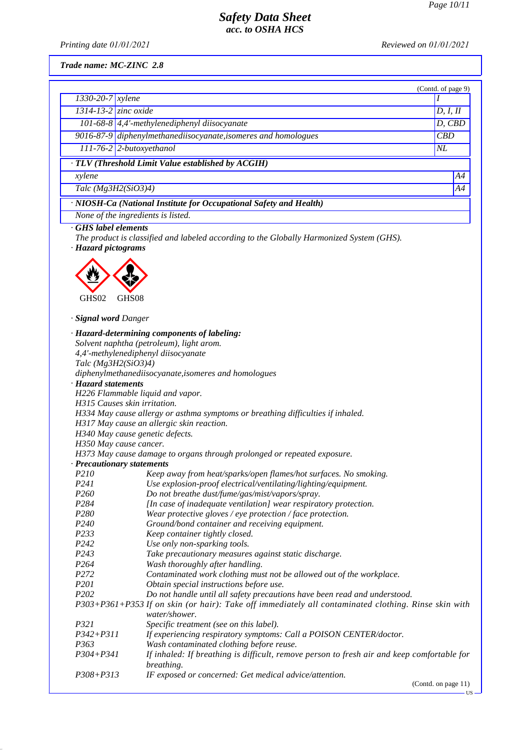*Safety Data Sheet*
*acc. to OSHA HCS*

*Printing date 01/01/2021* *Reviewed on 01/01/2021*

***Trade name: MC-ZINC 2.8***

(Contd. of page 9)

| | | |
|---|---|---|
| 1330-20-7 | xylene | I |
| 1314-13-2 | zinc oxide | D, I, II |
| 101-68-8 | 4,4'-methylenediphenyl diisocyanate | D, CBD |
| 9016-87-9 | diphenylmethanediisocyanate,isomeres and homologues | CBD |
| 111-76-2 | 2-butoxyethanol | NL |

· **TLV (Threshold Limit Value established by ACGIH)**

| | |
|---|---|
| xylene | A4 |
| Talc (Mg3H2(SiO3)4) | A4 |

· **NIOSH-Ca (National Institute for Occupational Safety and Health)**

None of the ingredients is listed.

· **GHS label elements**
The product is classified and labeled according to the Globally Harmonized System (GHS).

· **Hazard pictograms**

GHS02 GHS08

· **Signal word** Danger

· **Hazard-determining components of labeling:**
Solvent naphtha (petroleum), light arom.
4,4'-methylenediphenyl diisocyanate
Talc (Mg3H2(SiO3)4)
diphenylmethanediisocyanate,isomeres and homologues

· **Hazard statements**
H226 Flammable liquid and vapor.
H315 Causes skin irritation.
H334 May cause allergy or asthma symptoms or breathing difficulties if inhaled.
H317 May cause an allergic skin reaction.
H340 May cause genetic defects.
H350 May cause cancer.
H373 May cause damage to organs through prolonged or repeated exposure.

· **Precautionary statements**

| | |
|---|---|
| P210 | Keep away from heat/sparks/open flames/hot surfaces. No smoking. |
| P241 | Use explosion-proof electrical/ventilating/lighting/equipment. |
| P260 | Do not breathe dust/fume/gas/mist/vapors/spray. |
| P284 | [In case of inadequate ventilation] wear respiratory protection. |
| P280 | Wear protective gloves / eye protection / face protection. |
| P240 | Ground/bond container and receiving equipment. |
| P233 | Keep container tightly closed. |
| P242 | Use only non-sparking tools. |
| P243 | Take precautionary measures against static discharge. |
| P264 | Wash thoroughly after handling. |
| P272 | Contaminated work clothing must not be allowed out of the workplace. |
| P201 | Obtain special instructions before use. |
| P202 | Do not handle until all safety precautions have been read and understood. |
| P303+P361+P353 | If on skin (or hair): Take off immediately all contaminated clothing. Rinse skin with water/shower. |
| P321 | Specific treatment (see on this label). |
| P342+P311 | If experiencing respiratory symptoms: Call a POISON CENTER/doctor. |
| P363 | Wash contaminated clothing before reuse. |
| P304+P341 | If inhaled: If breathing is difficult, remove person to fresh air and keep comfortable for breathing. |
| P308+P313 | IF exposed or concerned: Get medical advice/attention. |

(Contd. on page 11)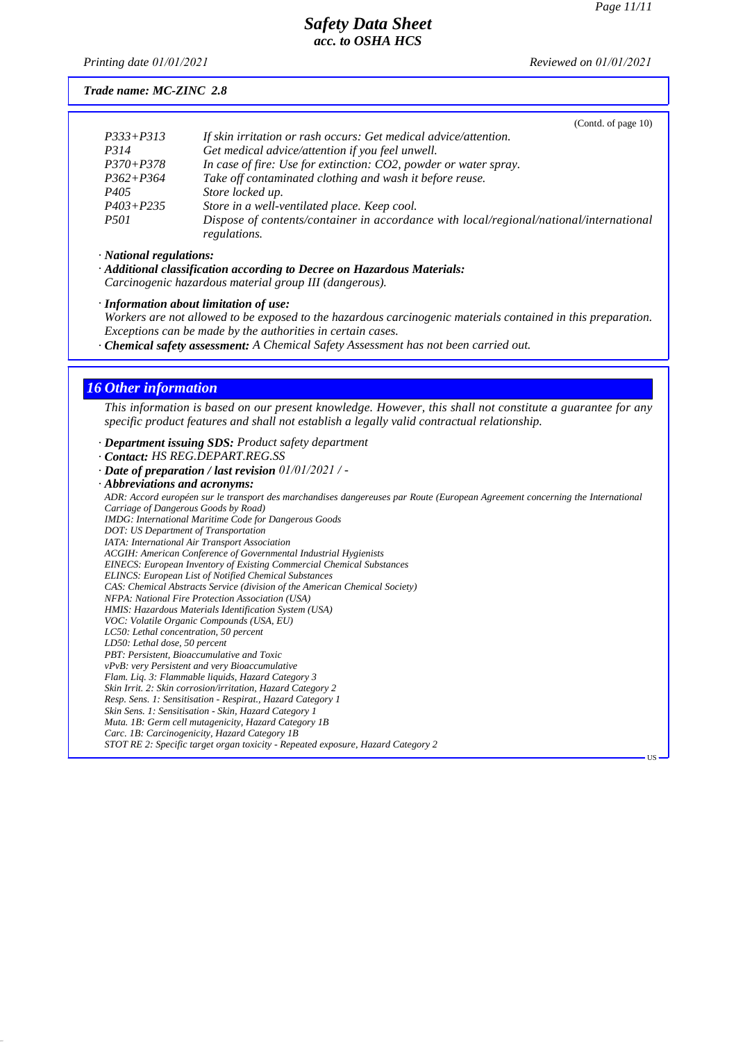(Contd. of page 10)

| | |
|---|---|
| P333+P313 | If skin irritation or rash occurs: Get medical advice/attention. |
| P314 | Get medical advice/attention if you feel unwell. |
| P370+P378 | In case of fire: Use for extinction: CO2, powder or water spray. |
| P362+P364 | Take off contaminated clothing and wash it before reuse. |
| P405 | Store locked up. |
| P403+P235 | Store in a well-ventilated place. Keep cool. |
| P501 | Dispose of contents/container in accordance with local/regional/national/international regulations. |

· **National regulations:**

· **Additional classification according to Decree on Hazardous Materials:**
Carcinogenic hazardous material group III (dangerous).

· **Information about limitation of use:**
Workers are not allowed to be exposed to the hazardous carcinogenic materials contained in this preparation. Exceptions can be made by the authorities in certain cases.

· **Chemical safety assessment:** A Chemical Safety Assessment has not been carried out.

## 16 Other information

This information is based on our present knowledge. However, this shall not constitute a guarantee for any specific product features and shall not establish a legally valid contractual relationship.

· **Department issuing SDS:** Product safety department

· **Contact:** HS REG.DEPART.REG.SS

· **Date of preparation / last revision** 01/01/2021 / -

· **Abbreviations and acronyms:**

ADR: Accord européen sur le transport des marchandises dangereuses par Route (European Agreement concerning the International Carriage of Dangerous Goods by Road)
IMDG: International Maritime Code for Dangerous Goods
DOT: US Department of Transportation
IATA: International Air Transport Association
ACGIH: American Conference of Governmental Industrial Hygienists
EINECS: European Inventory of Existing Commercial Chemical Substances
ELINCS: European List of Notified Chemical Substances
CAS: Chemical Abstracts Service (division of the American Chemical Society)
NFPA: National Fire Protection Association (USA)
HMIS: Hazardous Materials Identification System (USA)
VOC: Volatile Organic Compounds (USA, EU)
LC50: Lethal concentration, 50 percent
LD50: Lethal dose, 50 percent
PBT: Persistent, Bioaccumulative and Toxic
vPvB: very Persistent and very Bioaccumulative
Flam. Liq. 3: Flammable liquids, Hazard Category 3
Skin Irrit. 2: Skin corrosion/irritation, Hazard Category 2
Resp. Sens. 1: Sensitisation - Respirat., Hazard Category 1
Skin Sens. 1: Sensitisation - Skin, Hazard Category 1
Muta. 1B: Germ cell mutagenicity, Hazard Category 1B
Carc. 1B: Carcinogenicity, Hazard Category 1B
STOT RE 2: Specific target organ toxicity - Repeated exposure, Hazard Category 2